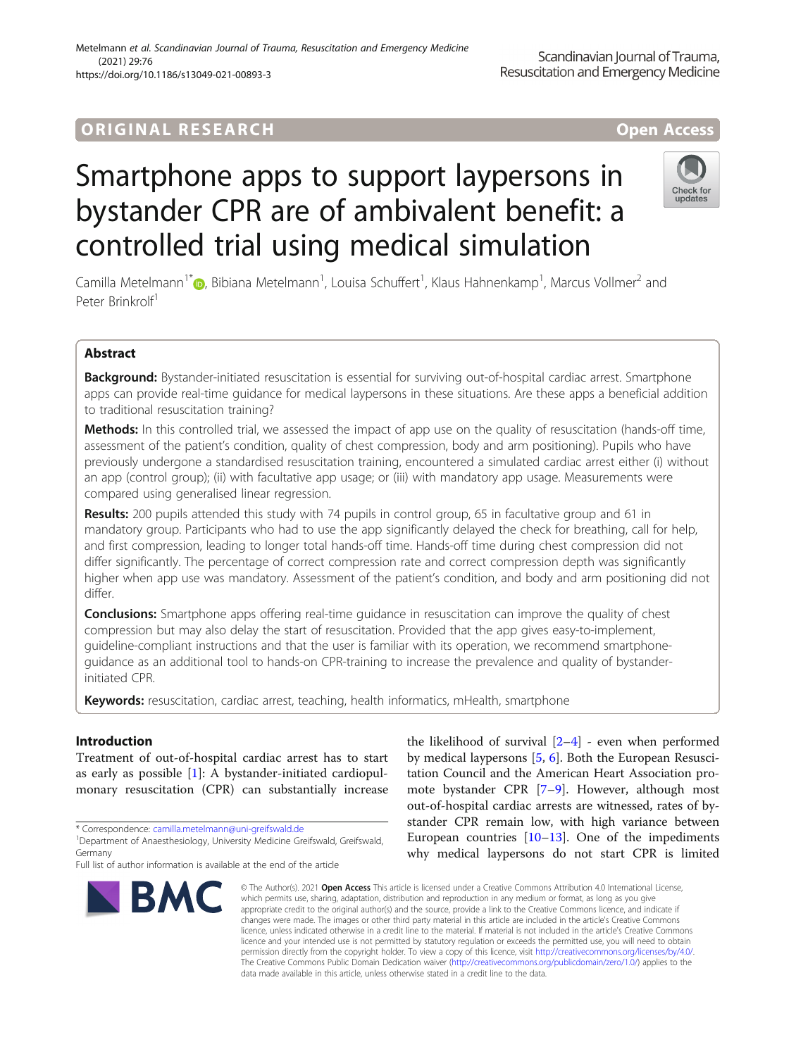ORIGINAL RESEARCH

Open Access

# Smartphone apps to support laypersons in bystander CPR are of ambivalent benefit: a controlled trial using medical simulation

Camilla Metelmann[1*], Bibiana Metelmann[1], Louisa Schuffert[1], Klaus Hahnenkamp[1], Marcus Vollmer[2] and Peter Brinkrolf[1]

## Abstract

**Background:** Bystander-initiated resuscitation is essential for surviving out-of-hospital cardiac arrest. Smartphone apps can provide real-time guidance for medical laypersons in these situations. Are these apps a beneficial addition to traditional resuscitation training?

**Methods:** In this controlled trial, we assessed the impact of app use on the quality of resuscitation (hands-off time, assessment of the patient's condition, quality of chest compression, body and arm positioning). Pupils who have previously undergone a standardised resuscitation training, encountered a simulated cardiac arrest either (i) without an app (control group); (ii) with facultative app usage; or (iii) with mandatory app usage. Measurements were compared using generalised linear regression.

**Results:** 200 pupils attended this study with 74 pupils in control group, 65 in facultative group and 61 in mandatory group. Participants who had to use the app significantly delayed the check for breathing, call for help, and first compression, leading to longer total hands-off time. Hands-off time during chest compression did not differ significantly. The percentage of correct compression rate and correct compression depth was significantly higher when app use was mandatory. Assessment of the patient's condition, and body and arm positioning did not differ.

**Conclusions:** Smartphone apps offering real-time guidance in resuscitation can improve the quality of chest compression but may also delay the start of resuscitation. Provided that the app gives easy-to-implement, guideline-compliant instructions and that the user is familiar with its operation, we recommend smartphone-guidance as an additional tool to hands-on CPR-training to increase the prevalence and quality of bystander-initiated CPR.

**Keywords:** resuscitation, cardiac arrest, teaching, health informatics, mHealth, smartphone

## Introduction

Treatment of out-of-hospital cardiac arrest has to start as early as possible [1]: A bystander-initiated cardiopulmonary resuscitation (CPR) can substantially increase the likelihood of survival [2–4] - even when performed by medical laypersons [5, 6]. Both the European Resuscitation Council and the American Heart Association promote bystander CPR [7–9]. However, although most out-of-hospital cardiac arrests are witnessed, rates of bystander CPR remain low, with high variance between European countries [10–13]. One of the impediments why medical laypersons do not start CPR is limited

\* Correspondence: camilla.metelmann@uni-greifswald.de
[1]Department of Anaesthesiology, University Medicine Greifswald, Greifswald, Germany
Full list of author information is available at the end of the article

© The Author(s). 2021 **Open Access** This article is licensed under a Creative Commons Attribution 4.0 International License, which permits use, sharing, adaptation, distribution and reproduction in any medium or format, as long as you give appropriate credit to the original author(s) and the source, provide a link to the Creative Commons licence, and indicate if changes were made. The images or other third party material in this article are included in the article's Creative Commons licence, unless indicated otherwise in a credit line to the material. If material is not included in the article's Creative Commons licence and your intended use is not permitted by statutory regulation or exceeds the permitted use, you will need to obtain permission directly from the copyright holder. To view a copy of this licence, visit http://creativecommons.org/licenses/by/4.0/. The Creative Commons Public Domain Dedication waiver (http://creativecommons.org/publicdomain/zero/1.0/) applies to the data made available in this article, unless otherwise stated in a credit line to the data.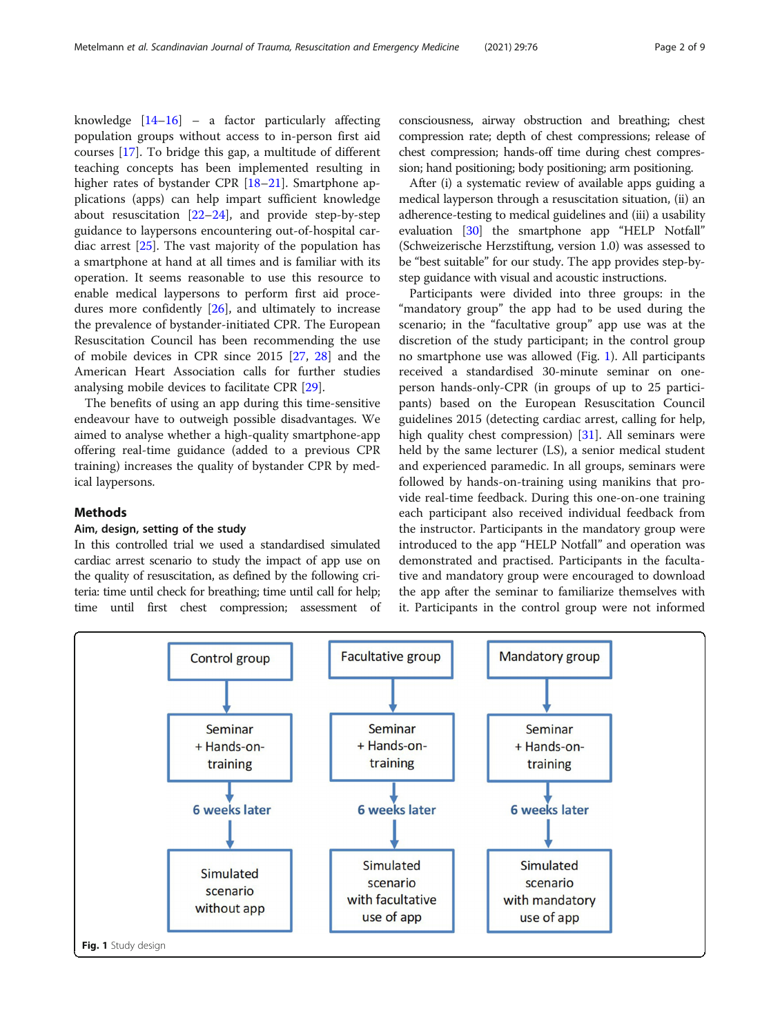knowledge [14–16] – a factor particularly affecting population groups without access to in-person first aid courses [17]. To bridge this gap, a multitude of different teaching concepts has been implemented resulting in higher rates of bystander CPR [18–21]. Smartphone applications (apps) can help impart sufficient knowledge about resuscitation [22–24], and provide step-by-step guidance to laypersons encountering out-of-hospital cardiac arrest [25]. The vast majority of the population has a smartphone at hand at all times and is familiar with its operation. It seems reasonable to use this resource to enable medical laypersons to perform first aid procedures more confidently [26], and ultimately to increase the prevalence of bystander-initiated CPR. The European Resuscitation Council has been recommending the use of mobile devices in CPR since 2015 [27, 28] and the American Heart Association calls for further studies analysing mobile devices to facilitate CPR [29].

The benefits of using an app during this time-sensitive endeavour have to outweigh possible disadvantages. We aimed to analyse whether a high-quality smartphone-app offering real-time guidance (added to a previous CPR training) increases the quality of bystander CPR by medical laypersons.

## Methods

### Aim, design, setting of the study

In this controlled trial we used a standardised simulated cardiac arrest scenario to study the impact of app use on the quality of resuscitation, as defined by the following criteria: time until check for breathing; time until call for help; time until first chest compression; assessment of consciousness, airway obstruction and breathing; chest compression rate; depth of chest compressions; release of chest compression; hands-off time during chest compression; hand positioning; body positioning; arm positioning.

After (i) a systematic review of available apps guiding a medical layperson through a resuscitation situation, (ii) an adherence-testing to medical guidelines and (iii) a usability evaluation [30] the smartphone app "HELP Notfall" (Schweizerische Herzstiftung, version 1.0) was assessed to be "best suitable" for our study. The app provides step-by-step guidance with visual and acoustic instructions.

Participants were divided into three groups: in the "mandatory group" the app had to be used during the scenario; in the "facultative group" app use was at the discretion of the study participant; in the control group no smartphone use was allowed (Fig. 1). All participants received a standardised 30-minute seminar on one-person hands-only-CPR (in groups of up to 25 participants) based on the European Resuscitation Council guidelines 2015 (detecting cardiac arrest, calling for help, high quality chest compression) [31]. All seminars were held by the same lecturer (LS), a senior medical student and experienced paramedic. In all groups, seminars were followed by hands-on-training using manikins that provide real-time feedback. During this one-on-one training each participant also received individual feedback from the instructor. Participants in the mandatory group were introduced to the app "HELP Notfall" and operation was demonstrated and practised. Participants in the facultative and mandatory group were encouraged to download the app after the seminar to familiarize themselves with it. Participants in the control group were not informed

| Control group | Facultative group | Mandatory group |
|---|---|---|
| ↓ | ↓ | ↓ |
| Seminar + Hands-on-training | Seminar + Hands-on-training | Seminar + Hands-on-training |
| 6 weeks later | 6 weeks later | 6 weeks later |
| ↓ | ↓ | ↓ |
| Simulated scenario without app | Simulated scenario with facultative use of app | Simulated scenario with mandatory use of app |

**Fig. 1** Study design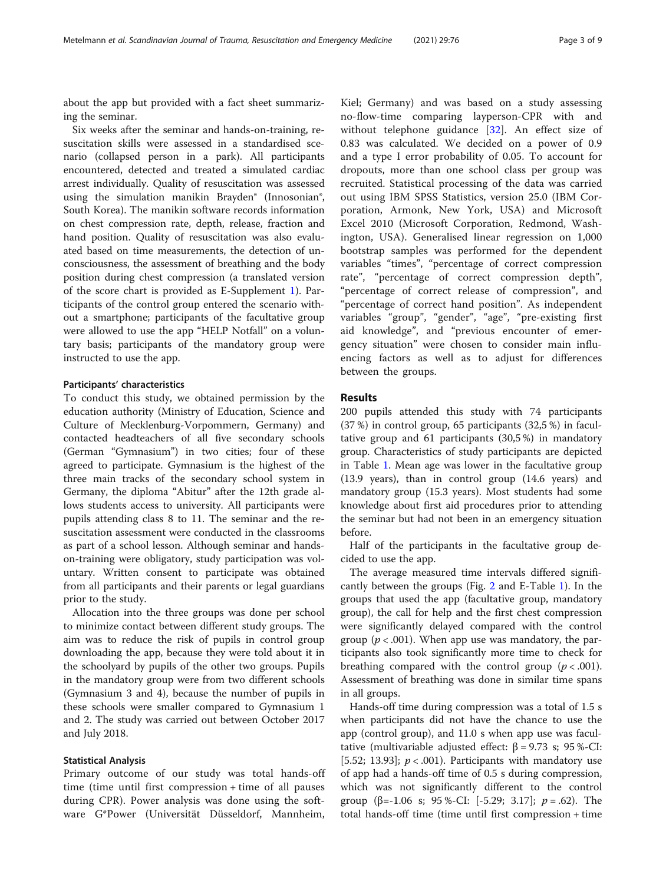about the app but provided with a fact sheet summarizing the seminar.

Six weeks after the seminar and hands-on-training, resuscitation skills were assessed in a standardised scenario (collapsed person in a park). All participants encountered, detected and treated a simulated cardiac arrest individually. Quality of resuscitation was assessed using the simulation manikin Brayden® (Innosonian®, South Korea). The manikin software records information on chest compression rate, depth, release, fraction and hand position. Quality of resuscitation was also evaluated based on time measurements, the detection of unconsciousness, the assessment of breathing and the body position during chest compression (a translated version of the score chart is provided as E-Supplement 1). Participants of the control group entered the scenario without a smartphone; participants of the facultative group were allowed to use the app "HELP Notfall" on a voluntary basis; participants of the mandatory group were instructed to use the app.

#### Participants' characteristics

To conduct this study, we obtained permission by the education authority (Ministry of Education, Science and Culture of Mecklenburg-Vorpommern, Germany) and contacted headteachers of all five secondary schools (German "Gymnasium") in two cities; four of these agreed to participate. Gymnasium is the highest of the three main tracks of the secondary school system in Germany, the diploma "Abitur" after the 12th grade allows students access to university. All participants were pupils attending class 8 to 11. The seminar and the resuscitation assessment were conducted in the classrooms as part of a school lesson. Although seminar and hands-on-training were obligatory, study participation was voluntary. Written consent to participate was obtained from all participants and their parents or legal guardians prior to the study.

Allocation into the three groups was done per school to minimize contact between different study groups. The aim was to reduce the risk of pupils in control group downloading the app, because they were told about it in the schoolyard by pupils of the other two groups. Pupils in the mandatory group were from two different schools (Gymnasium 3 and 4), because the number of pupils in these schools were smaller compared to Gymnasium 1 and 2. The study was carried out between October 2017 and July 2018.

#### Statistical Analysis

Primary outcome of our study was total hands-off time (time until first compression + time of all pauses during CPR). Power analysis was done using the software G*Power (Universität Düsseldorf, Mannheim, Kiel; Germany) and was based on a study assessing no-flow-time comparing layperson-CPR with and without telephone guidance [32]. An effect size of 0.83 was calculated. We decided on a power of 0.9 and a type I error probability of 0.05. To account for dropouts, more than one school class per group was recruited. Statistical processing of the data was carried out using IBM SPSS Statistics, version 25.0 (IBM Corporation, Armonk, New York, USA) and Microsoft Excel 2010 (Microsoft Corporation, Redmond, Washington, USA). Generalised linear regression on 1,000 bootstrap samples was performed for the dependent variables "times", "percentage of correct compression rate", "percentage of correct compression depth", "percentage of correct release of compression", and "percentage of correct hand position". As independent variables "group", "gender", "age", "pre-existing first aid knowledge", and "previous encounter of emergency situation" were chosen to consider main influencing factors as well as to adjust for differences between the groups.

## Results

200 pupils attended this study with 74 participants (37 %) in control group, 65 participants (32,5 %) in facultative group and 61 participants (30,5 %) in mandatory group. Characteristics of study participants are depicted in Table 1. Mean age was lower in the facultative group (13.9 years), than in control group (14.6 years) and mandatory group (15.3 years). Most students had some knowledge about first aid procedures prior to attending the seminar but had not been in an emergency situation before.

Half of the participants in the facultative group decided to use the app.

The average measured time intervals differed significantly between the groups (Fig. 2 and E-Table 1). In the groups that used the app (facultative group, mandatory group), the call for help and the first chest compression were significantly delayed compared with the control group ($p < .001$). When app use was mandatory, the participants also took significantly more time to check for breathing compared with the control group ($p < .001$). Assessment of breathing was done in similar time spans in all groups.

Hands-off time during compression was a total of 1.5 s when participants did not have the chance to use the app (control group), and 11.0 s when app use was facultative (multivariable adjusted effect: $\beta = 9.73$ s; 95 %-CI: [5.52; 13.93]; $p < .001$). Participants with mandatory use of app had a hands-off time of 0.5 s during compression, which was not significantly different to the control group ($\beta = -1.06$ s; 95 %-CI: [-5.29; 3.17]; $p = .62$). The total hands-off time (time until first compression + time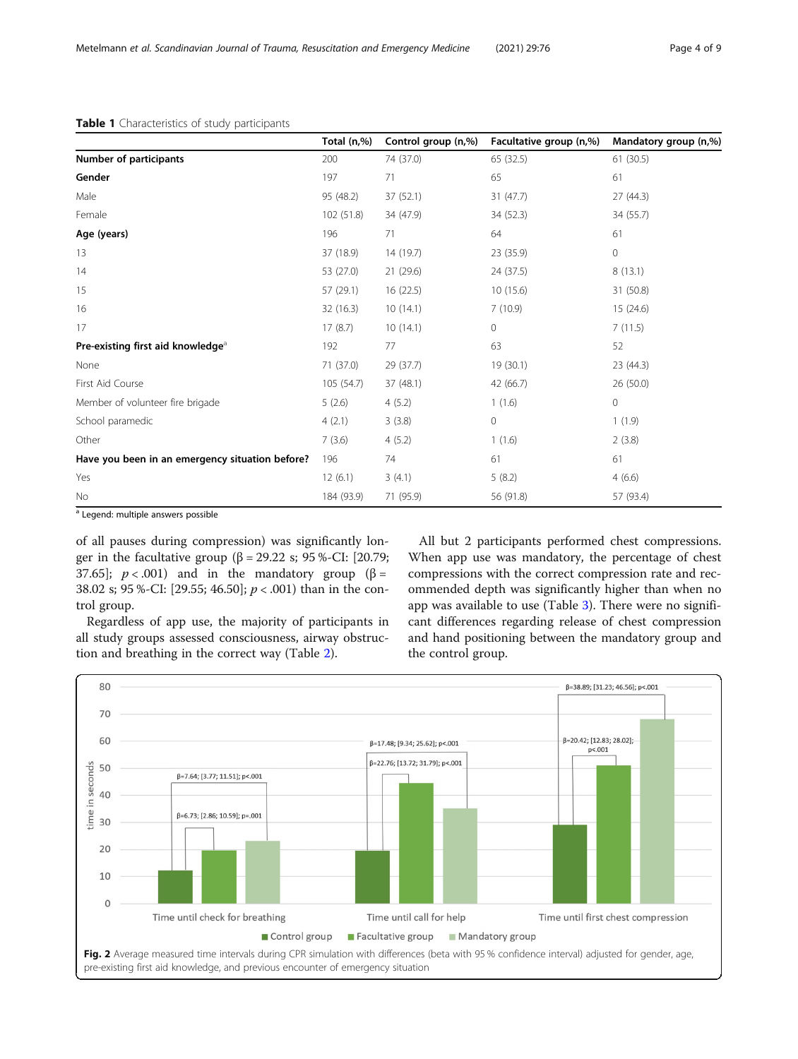**Table 1** Characteristics of study participants

| | Total (n,%) | Control group (n,%) | Facultative group (n,%) | Mandatory group (n,%) |
|---|---|---|---|---|
| **Number of participants** | 200 | 74 (37.0) | 65 (32.5) | 61 (30.5) |
| **Gender** | 197 | 71 | 65 | 61 |
| Male | 95 (48.2) | 37 (52.1) | 31 (47.7) | 27 (44.3) |
| Female | 102 (51.8) | 34 (47.9) | 34 (52.3) | 34 (55.7) |
| **Age (years)** | 196 | 71 | 64 | 61 |
| 13 | 37 (18.9) | 14 (19.7) | 23 (35.9) | 0 |
| 14 | 53 (27.0) | 21 (29.6) | 24 (37.5) | 8 (13.1) |
| 15 | 57 (29.1) | 16 (22.5) | 10 (15.6) | 31 (50.8) |
| 16 | 32 (16.3) | 10 (14.1) | 7 (10.9) | 15 (24.6) |
| 17 | 17 (8.7) | 10 (14.1) | 0 | 7 (11.5) |
| **Pre-existing first aid knowledge**[a] | 192 | 77 | 63 | 52 |
| None | 71 (37.0) | 29 (37.7) | 19 (30.1) | 23 (44.3) |
| First Aid Course | 105 (54.7) | 37 (48.1) | 42 (66.7) | 26 (50.0) |
| Member of volunteer fire brigade | 5 (2.6) | 4 (5.2) | 1 (1.6) | 0 |
| School paramedic | 4 (2.1) | 3 (3.8) | 0 | 1 (1.9) |
| Other | 7 (3.6) | 4 (5.2) | 1 (1.6) | 2 (3.8) |
| **Have you been in an emergency situation before?** | 196 | 74 | 61 | 61 |
| Yes | 12 (6.1) | 3 (4.1) | 5 (8.2) | 4 (6.6) |
| No | 184 (93.9) | 71 (95.9) | 56 (91.8) | 57 (93.4) |

[a] Legend: multiple answers possible

of all pauses during compression) was significantly longer in the facultative group (β = 29.22 s; 95 %-CI: [20.79; 37.65]; $p < .001$) and in the mandatory group (β = 38.02 s; 95 %-CI: [29.55; 46.50]; $p < .001$) than in the control group.

Regardless of app use, the majority of participants in all study groups assessed consciousness, airway obstruction and breathing in the correct way (Table 2).

All but 2 participants performed chest compressions. When app use was mandatory, the percentage of chest compressions with the correct compression rate and recommended depth was significantly higher than when no app was available to use (Table 3). There were no significant differences regarding release of chest compression and hand positioning between the mandatory group and the control group.

**Fig. 2** Average measured time intervals during CPR simulation with differences (beta with 95 % confidence interval) adjusted for gender, age, pre-existing first aid knowledge, and previous encounter of emergency situation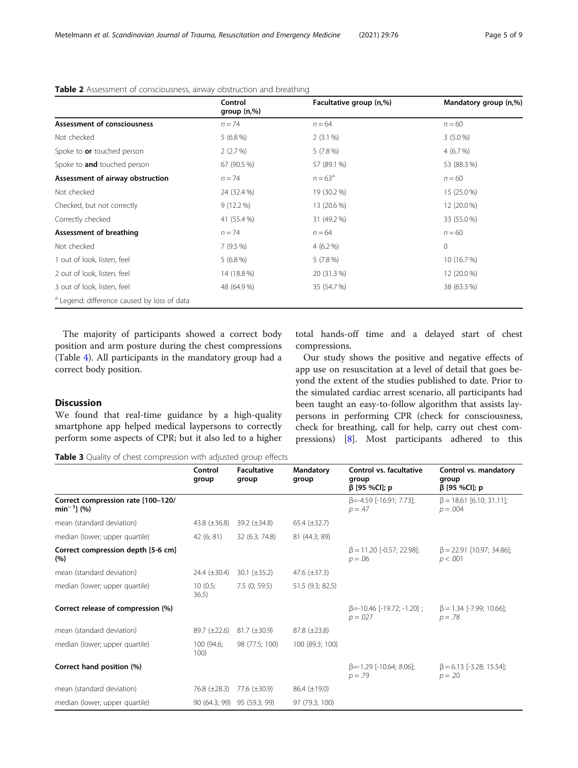**Table 2** Assessment of consciousness, airway obstruction and breathing

| | Control group (n,%) | Facultative group (n,%) | Mandatory group (n,%) |
|---|---|---|---|
| **Assessment of consciousness** | $n = 74$ | $n = 64$ | $n = 60$ |
| Not checked | 5 (6.8 %) | 2 (3.1 %) | 3 (5.0 %) |
| Spoke to **or** touched person | 2 (2.7 %) | 5 (7.8 %) | 4 (6.7 %) |
| Spoke to **and** touched person | 67 (90.5 %) | 57 (89.1 %) | 53 (88.3 %) |
| **Assessment of airway obstruction** | $n = 74$ | $n = 63$[a] | $n = 60$ |
| Not checked | 24 (32.4 %) | 19 (30.2 %) | 15 (25.0 %) |
| Checked, but not correctly | 9 (12.2 %) | 13 (20.6 %) | 12 (20.0 %) |
| Correctly checked | 41 (55.4 %) | 31 (49.2 %) | 33 (55.0 %) |
| **Assessment of breathing** | $n = 74$ | $n = 64$ | $n = 60$ |
| Not checked | 7 (9.5 %) | 4 (6.2 %) | 0 |
| 1 out of look, listen, feel | 5 (6.8 %) | 5 (7.8 %) | 10 (16.7 %) |
| 2 out of look, listen, feel | 14 (18.8 %) | 20 (31.3 %) | 12 (20.0 %) |
| 3 out of look, listen, feel | 48 (64.9 %) | 35 (54.7 %) | 38 (63.3 %) |

[a] Legend: difference caused by loss of data

The majority of participants showed a correct body position and arm posture during the chest compressions (Table 4). All participants in the mandatory group had a correct body position.

## Discussion

We found that real-time guidance by a high-quality smartphone app helped medical laypersons to correctly perform some aspects of CPR; but it also led to a higher total hands-off time and a delayed start of chest compressions.

Our study shows the positive and negative effects of app use on resuscitation at a level of detail that goes beyond the extent of the studies published to date. Prior to the simulated cardiac arrest scenario, all participants had been taught an easy-to-follow algorithm that assists laypersons in performing CPR (check for consciousness, check for breathing, call for help, carry out chest compressions) [8]. Most participants adhered to this

**Table 3** Quality of chest compression with adjusted group effects

| | Control group | Facultative group | Mandatory group | Control vs. facultative group β [95 %CI]; p | Control vs. mandatory group β [95 %CI]; p |
|---|---|---|---|---|---|
| **Correct compression rate [100–120/ $min^{-1}$] (%)** | | | | β=-4.59 [-16.91; 7.73]; $p = .47$ | β = 18.61 [6.10; 31.11]; $p = .004$ |
| mean (standard deviation) | 43.8 (±36.8) | 39.2 (±34.8) | 65.4 (±32.7) | | |
| median (lower; upper quartile) | 42 (6; 81) | 32 (6.3; 74.8) | 81 (44.3; 89) | | |
| **Correct compression depth [5-6 cm] (%)** | | | | β = 11.20 [-0.57; 22.98]; $p = .06$ | β = 22.91 [10.97; 34.86]; $p < .001$ |
| mean (standard deviation) | 24.4 (±30.4) | 30.1 (±35.2) | 47.6 (±37.3) | | |
| median (lower; upper quartile) | 10 (0.5; 36.5) | 7.5 (0; 59.5) | 51.5 (9.3; 82.5) | | |
| **Correct release of compression (%)** | | | | β=-10.46 [-19.72; -1.20] ; $p = .027$ | β = 1.34 [-7.99; 10.66]; $p = .78$ |
| mean (standard deviation) | 89.7 (±22.6) | 81.7 (±30.9) | 87.8 (±23.8) | | |
| median (lower; upper quartile) | 100 (94.6; 100) | 98 (77.5; 100) | 100 (89.3; 100) | | |
| **Correct hand position (%)** | | | | β=-1.29 [-10.64; 8.06]; $p = .79$ | β = 6.13 [-3.28; 15.54]; $p = .20$ |
| mean (standard deviation) | 76.8 (±28.3) | 77.6 (±30.9) | 86.4 (±19.0) | | |
| median (lower; upper quartile) | 90 (64.3; 99) | 95 (59.3; 99) | 97 (79.3; 100) | | |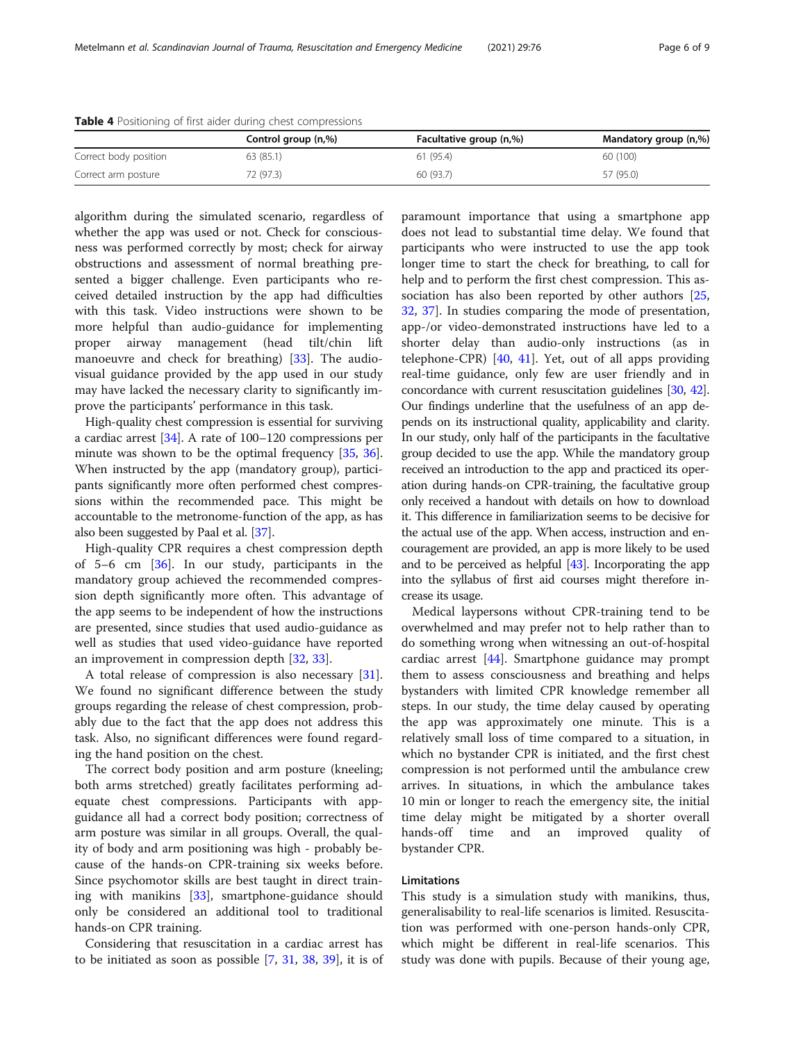**Table 4** Positioning of first aider during chest compressions

| | Control group (n,%) | Facultative group (n,%) | Mandatory group (n,%) |
|---|---|---|---|
| Correct body position | 63 (85.1) | 61 (95.4) | 60 (100) |
| Correct arm posture | 72 (97.3) | 60 (93.7) | 57 (95.0) |

algorithm during the simulated scenario, regardless of whether the app was used or not. Check for consciousness was performed correctly by most; check for airway obstructions and assessment of normal breathing presented a bigger challenge. Even participants who received detailed instruction by the app had difficulties with this task. Video instructions were shown to be more helpful than audio-guidance for implementing proper airway management (head tilt/chin lift manoeuvre and check for breathing) [33]. The audio-visual guidance provided by the app used in our study may have lacked the necessary clarity to significantly improve the participants' performance in this task.

High-quality chest compression is essential for surviving a cardiac arrest [34]. A rate of 100–120 compressions per minute was shown to be the optimal frequency [35, 36]. When instructed by the app (mandatory group), participants significantly more often performed chest compressions within the recommended pace. This might be accountable to the metronome-function of the app, as has also been suggested by Paal et al. [37].

High-quality CPR requires a chest compression depth of 5–6 cm [36]. In our study, participants in the mandatory group achieved the recommended compression depth significantly more often. This advantage of the app seems to be independent of how the instructions are presented, since studies that used audio-guidance as well as studies that used video-guidance have reported an improvement in compression depth [32, 33].

A total release of compression is also necessary [31]. We found no significant difference between the study groups regarding the release of chest compression, probably due to the fact that the app does not address this task. Also, no significant differences were found regarding the hand position on the chest.

The correct body position and arm posture (kneeling; both arms stretched) greatly facilitates performing adequate chest compressions. Participants with app-guidance all had a correct body position; correctness of arm posture was similar in all groups. Overall, the quality of body and arm positioning was high - probably because of the hands-on CPR-training six weeks before. Since psychomotor skills are best taught in direct training with manikins [33], smartphone-guidance should only be considered an additional tool to traditional hands-on CPR training.

Considering that resuscitation in a cardiac arrest has to be initiated as soon as possible [7, 31, 38, 39], it is of paramount importance that using a smartphone app does not lead to substantial time delay. We found that participants who were instructed to use the app took longer time to start the check for breathing, to call for help and to perform the first chest compression. This association has also been reported by other authors [25, 32, 37]. In studies comparing the mode of presentation, app-/or video-demonstrated instructions have led to a shorter delay than audio-only instructions (as in telephone-CPR) [40, 41]. Yet, out of all apps providing real-time guidance, only few are user friendly and in concordance with current resuscitation guidelines [30, 42]. Our findings underline that the usefulness of an app depends on its instructional quality, applicability and clarity. In our study, only half of the participants in the facultative group decided to use the app. While the mandatory group received an introduction to the app and practiced its operation during hands-on CPR-training, the facultative group only received a handout with details on how to download it. This difference in familiarization seems to be decisive for the actual use of the app. When access, instruction and encouragement are provided, an app is more likely to be used and to be perceived as helpful [43]. Incorporating the app into the syllabus of first aid courses might therefore increase its usage.

Medical laypersons without CPR-training tend to be overwhelmed and may prefer not to help rather than to do something wrong when witnessing an out-of-hospital cardiac arrest [44]. Smartphone guidance may prompt them to assess consciousness and breathing and helps bystanders with limited CPR knowledge remember all steps. In our study, the time delay caused by operating the app was approximately one minute. This is a relatively small loss of time compared to a situation, in which no bystander CPR is initiated, and the first chest compression is not performed until the ambulance crew arrives. In situations, in which the ambulance takes 10 min or longer to reach the emergency site, the initial time delay might be mitigated by a shorter overall hands-off time and an improved quality of bystander CPR.

## Limitations

This study is a simulation study with manikins, thus, generalisability to real-life scenarios is limited. Resuscitation was performed with one-person hands-only CPR, which might be different in real-life scenarios. This study was done with pupils. Because of their young age,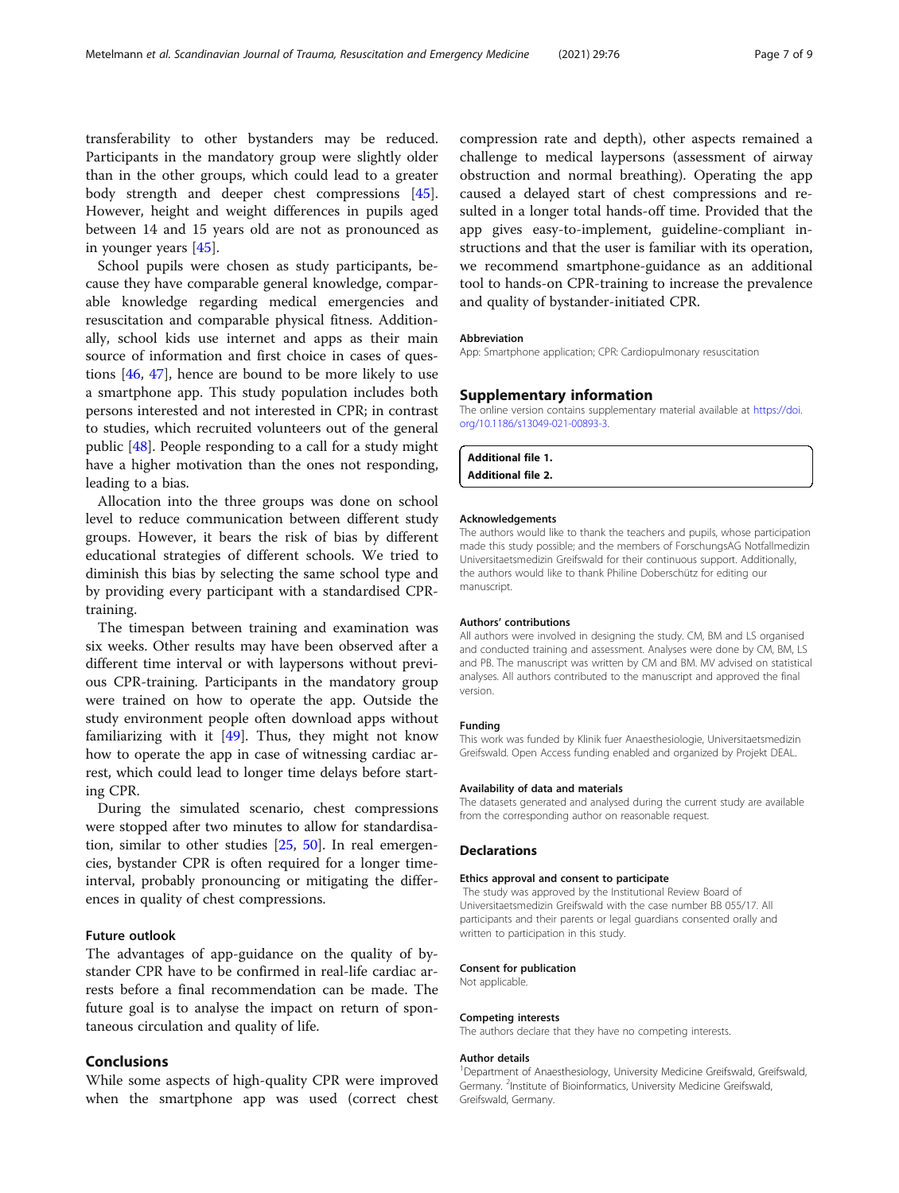transferability to other bystanders may be reduced. Participants in the mandatory group were slightly older than in the other groups, which could lead to a greater body strength and deeper chest compressions [45]. However, height and weight differences in pupils aged between 14 and 15 years old are not as pronounced as in younger years [45].

School pupils were chosen as study participants, because they have comparable general knowledge, comparable knowledge regarding medical emergencies and resuscitation and comparable physical fitness. Additionally, school kids use internet and apps as their main source of information and first choice in cases of questions [46, 47], hence are bound to be more likely to use a smartphone app. This study population includes both persons interested and not interested in CPR; in contrast to studies, which recruited volunteers out of the general public [48]. People responding to a call for a study might have a higher motivation than the ones not responding, leading to a bias.

Allocation into the three groups was done on school level to reduce communication between different study groups. However, it bears the risk of bias by different educational strategies of different schools. We tried to diminish this bias by selecting the same school type and by providing every participant with a standardised CPR-training.

The timespan between training and examination was six weeks. Other results may have been observed after a different time interval or with laypersons without previous CPR-training. Participants in the mandatory group were trained on how to operate the app. Outside the study environment people often download apps without familiarizing with it [49]. Thus, they might not know how to operate the app in case of witnessing cardiac arrest, which could lead to longer time delays before starting CPR.

During the simulated scenario, chest compressions were stopped after two minutes to allow for standardisation, similar to other studies [25, 50]. In real emergencies, bystander CPR is often required for a longer time-interval, probably pronouncing or mitigating the differences in quality of chest compressions.

### Future outlook

The advantages of app-guidance on the quality of bystander CPR have to be confirmed in real-life cardiac arrests before a final recommendation can be made. The future goal is to analyse the impact on return of spontaneous circulation and quality of life.

## Conclusions

While some aspects of high-quality CPR were improved when the smartphone app was used (correct chest compression rate and depth), other aspects remained a challenge to medical laypersons (assessment of airway obstruction and normal breathing). Operating the app caused a delayed start of chest compressions and resulted in a longer total hands-off time. Provided that the app gives easy-to-implement, guideline-compliant instructions and that the user is familiar with its operation, we recommend smartphone-guidance as an additional tool to hands-on CPR-training to increase the prevalence and quality of bystander-initiated CPR.

#### Abbreviation

App: Smartphone application; CPR: Cardiopulmonary resuscitation

## Supplementary information

The online version contains supplementary material available at https://doi.org/10.1186/s13049-021-00893-3.

**Additional file 1.**
**Additional file 2.**

#### Acknowledgements

The authors would like to thank the teachers and pupils, whose participation made this study possible; and the members of ForschungsAG Notfallmedizin Universitaetsmedizin Greifswald for their continuous support. Additionally, the authors would like to thank Philine Doberschütz for editing our manuscript.

#### Authors' contributions

All authors were involved in designing the study. CM, BM and LS organised and conducted training and assessment. Analyses were done by CM, BM, LS and PB. The manuscript was written by CM and BM. MV advised on statistical analyses. All authors contributed to the manuscript and approved the final version.

#### Funding

This work was funded by Klinik fuer Anaesthesiologie, Universitaetsmedizin Greifswald. Open Access funding enabled and organized by Projekt DEAL.

#### Availability of data and materials

The datasets generated and analysed during the current study are available from the corresponding author on reasonable request.

## Declarations

#### Ethics approval and consent to participate

The study was approved by the Institutional Review Board of Universitaetsmedizin Greifswald with the case number BB 055/17. All participants and their parents or legal guardians consented orally and written to participation in this study.

#### Consent for publication

Not applicable.

#### Competing interests

The authors declare that they have no competing interests.

#### Author details

[1]Department of Anaesthesiology, University Medicine Greifswald, Greifswald, Germany. [2]Institute of Bioinformatics, University Medicine Greifswald, Greifswald, Germany.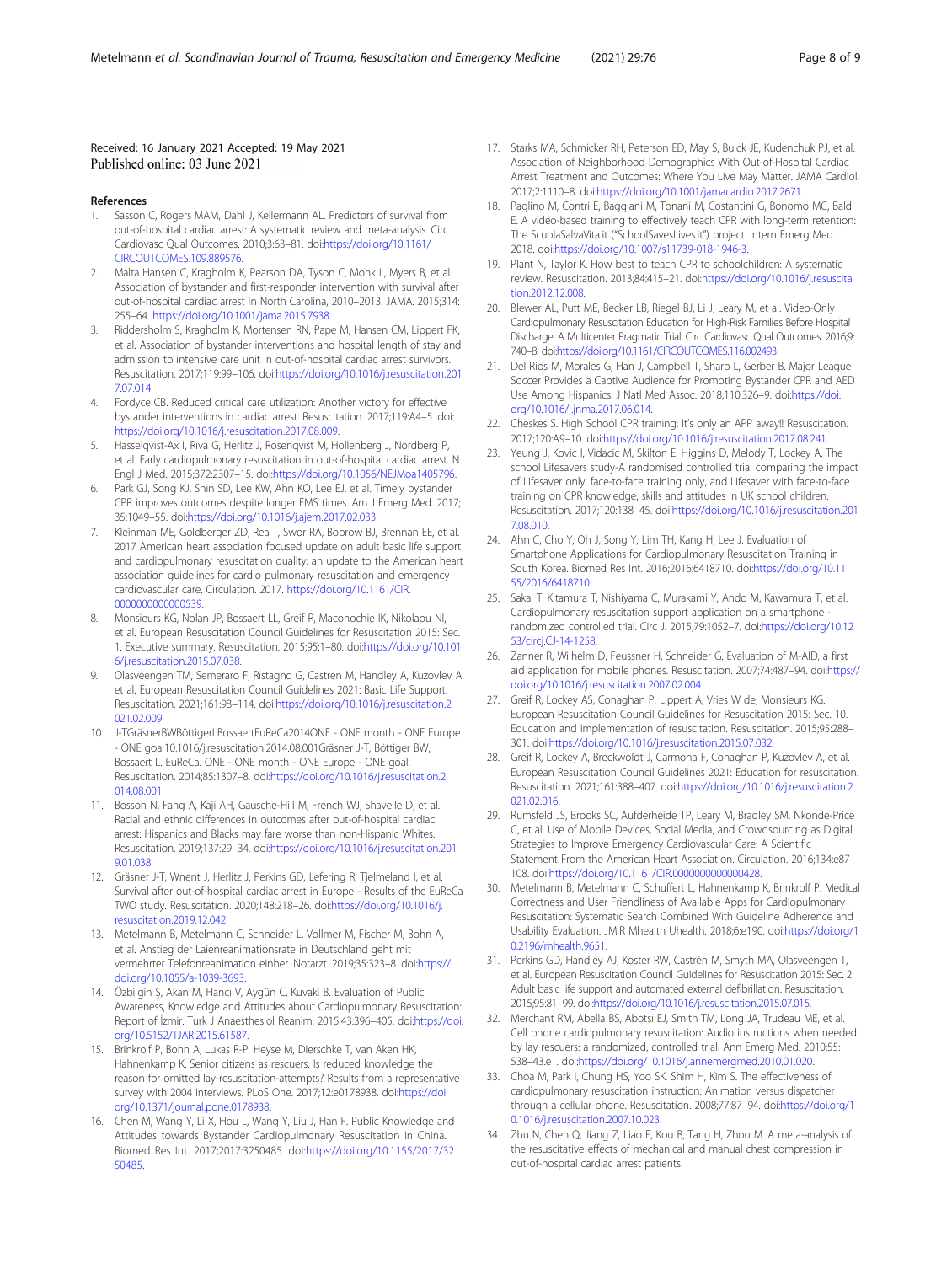Received: 16 January 2021 Accepted: 19 May 2021
Published online: 03 June 2021

## References

1. Sasson C, Rogers MAM, Dahl J, Kellermann AL. Predictors of survival from out-of-hospital cardiac arrest: A systematic review and meta-analysis. Circ Cardiovasc Qual Outcomes. 2010;3:63–81. doi:https://doi.org/10.1161/CIRCOUTCOMES.109.889576.
2. Malta Hansen C, Kragholm K, Pearson DA, Tyson C, Monk L, Myers B, et al. Association of bystander and first-responder intervention with survival after out-of-hospital cardiac arrest in North Carolina, 2010–2013. JAMA. 2015;314:255–64. https://doi.org/10.1001/jama.2015.7938.
3. Riddersholm S, Kragholm K, Mortensen RN, Pape M, Hansen CM, Lippert FK, et al. Association of bystander interventions and hospital length of stay and admission to intensive care unit in out-of-hospital cardiac arrest survivors. Resuscitation. 2017;119:99–106. doi:https://doi.org/10.1016/j.resuscitation.2017.07.014.
4. Fordyce CB. Reduced critical care utilization: Another victory for effective bystander interventions in cardiac arrest. Resuscitation. 2017;119:A4–5. doi: https://doi.org/10.1016/j.resuscitation.2017.08.009.
5. Hasselqvist-Ax I, Riva G, Herlitz J, Rosenqvist M, Hollenberg J, Nordberg P, et al. Early cardiopulmonary resuscitation in out-of-hospital cardiac arrest. N Engl J Med. 2015;372:2307–15. doi:https://doi.org/10.1056/NEJMoa1405796.
6. Park GJ, Song KJ, Shin SD, Lee KW, Ahn KO, Lee EJ, et al. Timely bystander CPR improves outcomes despite longer EMS times. Am J Emerg Med. 2017;35:1049–55. doi:https://doi.org/10.1016/j.ajem.2017.02.033.
7. Kleinman ME, Goldberger ZD, Rea T, Swor RA, Bobrow BJ, Brennan EE, et al. 2017 American heart association focused update on adult basic life support and cardiopulmonary resuscitation quality: an update to the American heart association guidelines for cardio pulmonary resuscitation and emergency cardiovascular care. Circulation. 2017. https://doi.org/10.1161/CIR.0000000000000539.
8. Monsieurs KG, Nolan JP, Bossaert LL, Greif R, Maconochie IK, Nikolaou NI, et al. European Resuscitation Council Guidelines for Resuscitation 2015: Sec. 1. Executive summary. Resuscitation. 2015;95:1–80. doi:https://doi.org/10.1016/j.resuscitation.2015.07.038.
9. Olasveengen TM, Semeraro F, Ristagno G, Castren M, Handley A, Kuzovlev A, et al. European Resuscitation Council Guidelines 2021: Basic Life Support. Resuscitation. 2021;161:98–114. doi:https://doi.org/10.1016/j.resuscitation.2021.02.009.
10. J-TGräsnerBWBöttigerLBossaertEuReCa2014ONE - ONE month - ONE Europe - ONE goal10.1016/j.resuscitation.2014.08.001Gräsner J-T, Böttiger BW, Bossaert L. EuReCa. ONE - ONE month - ONE Europe - ONE goal. Resuscitation. 2014;85:1307–8. doi:https://doi.org/10.1016/j.resuscitation.2014.08.001.
11. Bosson N, Fang A, Kaji AH, Gausche-Hill M, French WJ, Shavelle D, et al. Racial and ethnic differences in outcomes after out-of-hospital cardiac arrest: Hispanics and Blacks may fare worse than non-Hispanic Whites. Resuscitation. 2019;137:29–34. doi:https://doi.org/10.1016/j.resuscitation.2019.01.038.
12. Gräsner J-T, Wnent J, Herlitz J, Perkins GD, Lefering R, Tjelmeland I, et al. Survival after out-of-hospital cardiac arrest in Europe - Results of the EuReCa TWO study. Resuscitation. 2020;148:218–26. doi:https://doi.org/10.1016/j.resuscitation.2019.12.042.
13. Metelmann B, Metelmann C, Schneider L, Vollmer M, Fischer M, Bohn A, et al. Anstieg der Laienreanimationsrate in Deutschland geht mit vermehrter Telefonreanimation einher. Notarzt. 2019;35:323–8. doi:https://doi.org/10.1055/a-1039-3693.
14. Özbilgin Ş, Akan M, Hancı V, Aygün C, Kuvaki B. Evaluation of Public Awareness, Knowledge and Attitudes about Cardiopulmonary Resuscitation: Report of İzmir. Turk J Anaesthesiol Reanim. 2015;43:396–405. doi:https://doi.org/10.5152/TJAR.2015.61587.
15. Brinkrolf P, Bohn A, Lukas R-P, Heyse M, Dierschke T, van Aken HK, Hahnenkamp K. Senior citizens as rescuers: Is reduced knowledge the reason for omitted lay-resuscitation-attempts? Results from a representative survey with 2004 interviews. PLoS One. 2017;12:e0178938. doi:https://doi.org/10.1371/journal.pone.0178938.
16. Chen M, Wang Y, Li X, Hou L, Wang Y, Liu J, Han F. Public Knowledge and Attitudes towards Bystander Cardiopulmonary Resuscitation in China. Biomed Res Int. 2017;2017:3250485. doi:https://doi.org/10.1155/2017/3250485.
17. Starks MA, Schmicker RH, Peterson ED, May S, Buick JE, Kudenchuk PJ, et al. Association of Neighborhood Demographics With Out-of-Hospital Cardiac Arrest Treatment and Outcomes: Where You Live May Matter. JAMA Cardiol. 2017;2:1110–8. doi:https://doi.org/10.1001/jamacardio.2017.2671.
18. Paglino M, Contri E, Baggiani M, Tonani M, Costantini G, Bonomo MC, Baldi E. A video-based training to effectively teach CPR with long-term retention: The ScuolaSalvaVita.it ("SchoolSavesLives.it") project. Intern Emerg Med. 2018. doi:https://doi.org/10.1007/s11739-018-1946-3.
19. Plant N, Taylor K. How best to teach CPR to schoolchildren: A systematic review. Resuscitation. 2013;84:415–21. doi:https://doi.org/10.1016/j.resuscitation.2012.12.008.
20. Blewer AL, Putt ME, Becker LB, Riegel BJ, Li J, Leary M, et al. Video-Only Cardiopulmonary Resuscitation Education for High-Risk Families Before Hospital Discharge: A Multicenter Pragmatic Trial. Circ Cardiovasc Qual Outcomes. 2016;9:740–8. doi:https://doi.org/10.1161/CIRCOUTCOMES.116.002493.
21. Del Rios M, Morales G, Han J, Campbell T, Sharp L, Gerber B. Major League Soccer Provides a Captive Audience for Promoting Bystander CPR and AED Use Among Hispanics. J Natl Med Assoc. 2018;110:326–9. doi:https://doi.org/10.1016/j.jnma.2017.06.014.
22. Cheskes S. High School CPR training: It's only an APP away!! Resuscitation. 2017;120:A9–10. doi:https://doi.org/10.1016/j.resuscitation.2017.08.241.
23. Yeung J, Kovic I, Vidacic M, Skilton E, Higgins D, Melody T, Lockey A. The school Lifesavers study-A randomised controlled trial comparing the impact of Lifesaver only, face-to-face training only, and Lifesaver with face-to-face training on CPR knowledge, skills and attitudes in UK school children. Resuscitation. 2017;120:138–45. doi:https://doi.org/10.1016/j.resuscitation.2017.08.010.
24. Ahn C, Cho Y, Oh J, Song Y, Lim TH, Kang H, Lee J. Evaluation of Smartphone Applications for Cardiopulmonary Resuscitation Training in South Korea. Biomed Res Int. 2016;2016:6418710. doi:https://doi.org/10.1155/2016/6418710.
25. Sakai T, Kitamura T, Nishiyama C, Murakami Y, Ando M, Kawamura T, et al. Cardiopulmonary resuscitation support application on a smartphone - randomized controlled trial. Circ J. 2015;79:1052–7. doi:https://doi.org/10.1253/circj.CJ-14-1258.
26. Zanner R, Wilhelm D, Feussner H, Schneider G. Evaluation of M-AID, a first aid application for mobile phones. Resuscitation. 2007;74:487–94. doi:https://doi.org/10.1016/j.resuscitation.2007.02.004.
27. Greif R, Lockey AS, Conaghan P, Lippert A, Vries W de, Monsieurs KG. European Resuscitation Council Guidelines for Resuscitation 2015: Sec. 10. Education and implementation of resuscitation. Resuscitation. 2015;95:288–301. doi:https://doi.org/10.1016/j.resuscitation.2015.07.032.
28. Greif R, Lockey A, Breckwoldt J, Carmona F, Conaghan P, Kuzovlev A, et al. European Resuscitation Council Guidelines 2021: Education for resuscitation. Resuscitation. 2021;161:388–407. doi:https://doi.org/10.1016/j.resuscitation.2021.02.016.
29. Rumsfeld JS, Brooks SC, Aufderheide TP, Leary M, Bradley SM, Nkonde-Price C, et al. Use of Mobile Devices, Social Media, and Crowdsourcing as Digital Strategies to Improve Emergency Cardiovascular Care: A Scientific Statement From the American Heart Association. Circulation. 2016;134:e87–108. doi:https://doi.org/10.1161/CIR.0000000000000428.
30. Metelmann B, Metelmann C, Schuffert L, Hahnenkamp K, Brinkrolf P. Medical Correctness and User Friendliness of Available Apps for Cardiopulmonary Resuscitation: Systematic Search Combined With Guideline Adherence and Usability Evaluation. JMIR Mhealth Uhealth. 2018;6:e190. doi:https://doi.org/10.2196/mhealth.9651.
31. Perkins GD, Handley AJ, Koster RW, Castrén M, Smyth MA, Olasveengen T, et al. European Resuscitation Council Guidelines for Resuscitation 2015: Sec. 2. Adult basic life support and automated external defibrillation. Resuscitation. 2015;95:81–99. doi:https://doi.org/10.1016/j.resuscitation.2015.07.015.
32. Merchant RM, Abella BS, Abotsi EJ, Smith TM, Long JA, Trudeau ME, et al. Cell phone cardiopulmonary resuscitation: Audio instructions when needed by lay rescuers: a randomized, controlled trial. Ann Emerg Med. 2010;55:538–43.e1. doi:https://doi.org/10.1016/j.annemergmed.2010.01.020.
33. Choa M, Park I, Chung HS, Yoo SK, Shim H, Kim S. The effectiveness of cardiopulmonary resuscitation instruction: Animation versus dispatcher through a cellular phone. Resuscitation. 2008;77:87–94. doi:https://doi.org/10.1016/j.resuscitation.2007.10.023.
34. Zhu N, Chen Q, Jiang Z, Liao F, Kou B, Tang H, Zhou M. A meta-analysis of the resuscitative effects of mechanical and manual chest compression in out-of-hospital cardiac arrest patients.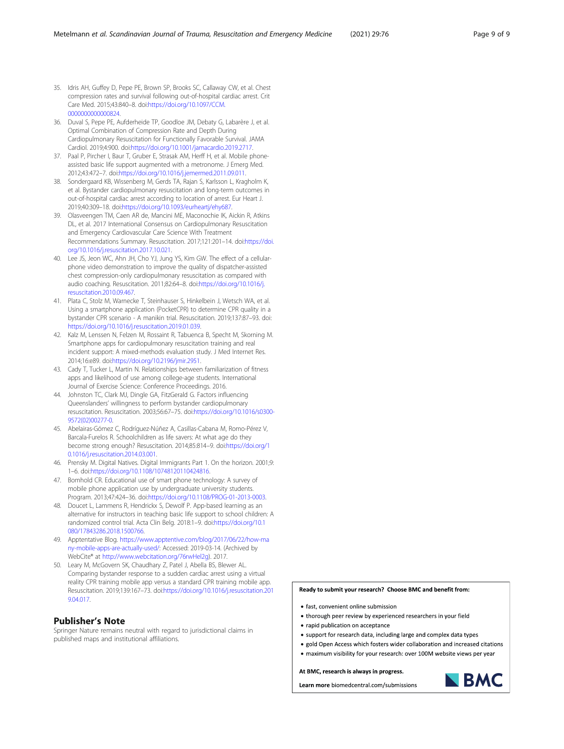35. Idris AH, Guffey D, Pepe PE, Brown SP, Brooks SC, Callaway CW, et al. Chest compression rates and survival following out-of-hospital cardiac arrest. Crit Care Med. 2015;43:840–8. doi:https://doi.org/10.1097/CCM.0000000000000824.
36. Duval S, Pepe PE, Aufderheide TP, Goodloe JM, Debaty G, Labarère J, et al. Optimal Combination of Compression Rate and Depth During Cardiopulmonary Resuscitation for Functionally Favorable Survival. JAMA Cardiol. 2019;4:900. doi:https://doi.org/10.1001/jamacardio.2019.2717.
37. Paal P, Pircher I, Baur T, Gruber E, Strasak AM, Herff H, et al. Mobile phone-assisted basic life support augmented with a metronome. J Emerg Med. 2012;43:472–7. doi:https://doi.org/10.1016/j.jemermed.2011.09.011.
38. Sondergaard KB, Wissenberg M, Gerds TA, Rajan S, Karlsson L, Kragholm K, et al. Bystander cardiopulmonary resuscitation and long-term outcomes in out-of-hospital cardiac arrest according to location of arrest. Eur Heart J. 2019;40:309–18. doi:https://doi.org/10.1093/eurheartj/ehy687.
39. Olasveengen TM, Caen AR de, Mancini ME, Maconochie IK, Aickin R, Atkins DL, et al. 2017 International Consensus on Cardiopulmonary Resuscitation and Emergency Cardiovascular Care Science With Treatment Recommendations Summary. Resuscitation. 2017;121:201–14. doi:https://doi.org/10.1016/j.resuscitation.2017.10.021.
40. Lee JS, Jeon WC, Ahn JH, Cho YJ, Jung YS, Kim GW. The effect of a cellular-phone video demonstration to improve the quality of dispatcher-assisted chest compression-only cardiopulmonary resuscitation as compared with audio coaching. Resuscitation. 2011;82:64–8. doi:https://doi.org/10.1016/j.resuscitation.2010.09.467.
41. Plata C, Stolz M, Warnecke T, Steinhauser S, Hinkelbein J, Wetsch WA, et al. Using a smartphone application (PocketCPR) to determine CPR quality in a bystander CPR scenario - A manikin trial. Resuscitation. 2019;137:87–93. doi:https://doi.org/10.1016/j.resuscitation.2019.01.039.
42. Kalz M, Lenssen N, Felzen M, Rossaint R, Tabuenca B, Specht M, Skorning M. Smartphone apps for cardiopulmonary resuscitation training and real incident support: A mixed-methods evaluation study. J Med Internet Res. 2014;16:e89. doi:https://doi.org/10.2196/jmir.2951.
43. Cady T, Tucker L, Martin N. Relationships between familiarization of fitness apps and likelihood of use among college-age students. International Journal of Exercise Science: Conference Proceedings. 2016.
44. Johnston TC, Clark MJ, Dingle GA, FitzGerald G. Factors influencing Queenslanders' willingness to perform bystander cardiopulmonary resuscitation. Resuscitation. 2003;56:67–75. doi:https://doi.org/10.1016/s0300-9572(02)00277-0.
45. Abelairas-Gómez C, Rodríguez-Núñez A, Casillas-Cabana M, Romo-Pérez V, Barcala-Furelos R. Schoolchildren as life savers: At what age do they become strong enough? Resuscitation. 2014;85:814–9. doi:https://doi.org/10.1016/j.resuscitation.2014.03.001.
46. Prensky M. Digital Natives. Digital Immigrants Part 1. On the horizon. 2001;9:1–6. doi:https://doi.org/10.1108/10748120110424816.
47. Bomhold CR. Educational use of smart phone technology: A survey of mobile phone application use by undergraduate university students. Program. 2013;47:424–36. doi:https://doi.org/10.1108/PROG-01-2013-0003.
48. Doucet L, Lammens R, Hendrickx S, Dewolf P. App-based learning as an alternative for instructors in teaching basic life support to school children: A randomized control trial. Acta Clin Belg. 2018:1–9. doi:https://doi.org/10.1080/17843286.2018.1500766.
49. Apptentative Blog. https://www.apptentive.com/blog/2017/06/22/how-many-mobile-apps-are-actually-used/: Accessed: 2019-03-14. (Archived by WebCite® at http://www.webcitation.org/76rwHel2g). 2017.
50. Leary M, McGovern SK, Chaudhary Z, Patel J, Abella BS, Blewer AL. Comparing bystander response to a sudden cardiac arrest using a virtual reality CPR training mobile app versus a standard CPR training mobile app. Resuscitation. 2019;139:167–73. doi:https://doi.org/10.1016/j.resuscitation.2019.04.017.

## Publisher's Note

Springer Nature remains neutral with regard to jurisdictional claims in published maps and institutional affiliations.

**Ready to submit your research? Choose BMC and benefit from:**

- fast, convenient online submission
- thorough peer review by experienced researchers in your field
- rapid publication on acceptance
- support for research data, including large and complex data types
- gold Open Access which fosters wider collaboration and increased citations
- maximum visibility for your research: over 100M website views per year

**At BMC, research is always in progress.**

**Learn more** biomedcentral.com/submissions